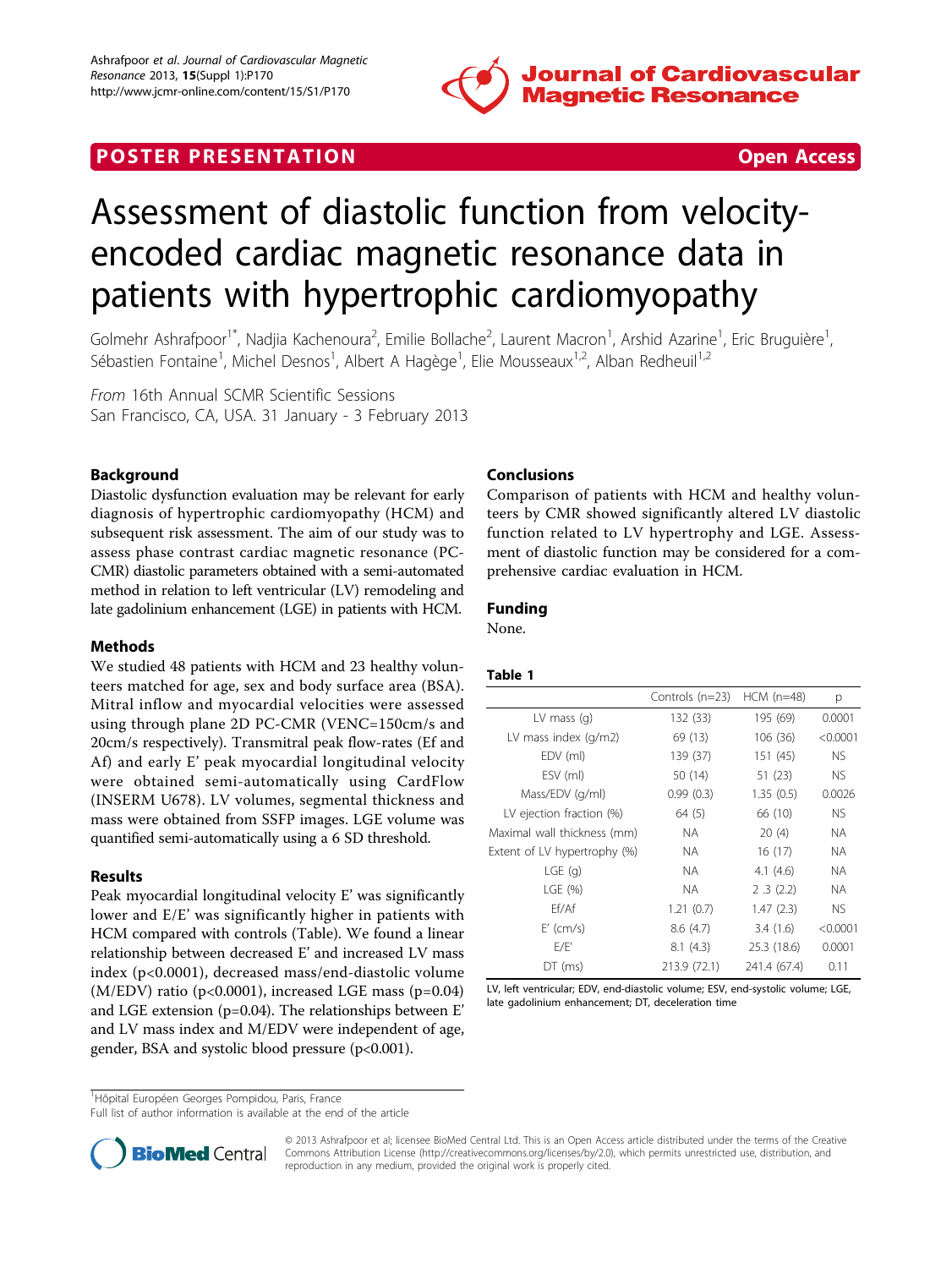POSTER PRESENTATION

Open Access

# Assessment of diastolic function from velocity-encoded cardiac magnetic resonance data in patients with hypertrophic cardiomyopathy

Golmehr Ashrafpoor[1*], Nadjia Kachenoura[2], Emilie Bollache[2], Laurent Macron[1], Arshid Azarine[1], Eric Bruguière[1], Sébastien Fontaine[1], Michel Desnos[1], Albert A Hagège[1], Elie Mousseaux[1,2], Alban Redheuil[1,2]

*From* 16th Annual SCMR Scientific Sessions
San Francisco, CA, USA. 31 January - 3 February 2013

## Background

Diastolic dysfunction evaluation may be relevant for early diagnosis of hypertrophic cardiomyopathy (HCM) and subsequent risk assessment. The aim of our study was to assess phase contrast cardiac magnetic resonance (PC-CMR) diastolic parameters obtained with a semi-automated method in relation to left ventricular (LV) remodeling and late gadolinium enhancement (LGE) in patients with HCM.

## Methods

We studied 48 patients with HCM and 23 healthy volunteers matched for age, sex and body surface area (BSA). Mitral inflow and myocardial velocities were assessed using through plane 2D PC-CMR (VENC=150cm/s and 20cm/s respectively). Transmitral peak flow-rates (Ef and Af) and early E' peak myocardial longitudinal velocity were obtained semi-automatically using CardFlow (INSERM U678). LV volumes, segmental thickness and mass were obtained from SSFP images. LGE volume was quantified semi-automatically using a 6 SD threshold.

## Results

Peak myocardial longitudinal velocity E' was significantly lower and E/E' was significantly higher in patients with HCM compared with controls (Table). We found a linear relationship between decreased E' and increased LV mass index ($p<0.0001$), decreased mass/end-diastolic volume (M/EDV) ratio ($p<0.0001$), increased LGE mass ($p=0.04$) and LGE extension ($p=0.04$). The relationships between E' and LV mass index and M/EDV were independent of age, gender, BSA and systolic blood pressure ($p<0.001$).

## Conclusions

Comparison of patients with HCM and healthy volunteers by CMR showed significantly altered LV diastolic function related to LV hypertrophy and LGE. Assessment of diastolic function may be considered for a comprehensive cardiac evaluation in HCM.

## Funding

None.

**Table 1**

| | Controls (n=23) | HCM (n=48) | p |
|---|---|---|---|
| LV mass (g) | 132 (33) | 195 (69) | 0.0001 |
| LV mass index (g/m2) | 69 (13) | 106 (36) | <0.0001 |
| EDV (ml) | 139 (37) | 151 (45) | NS |
| ESV (ml) | 50 (14) | 51 (23) | NS |
| Mass/EDV (g/ml) | 0.99 (0.3) | 1.35 (0.5) | 0.0026 |
| LV ejection fraction (%) | 64 (5) | 66 (10) | NS |
| Maximal wall thickness (mm) | NA | 20 (4) | NA |
| Extent of LV hypertrophy (%) | NA | 16 (17) | NA |
| LGE (g) | NA | 4.1 (4.6) | NA |
| LGE (%) | NA | 2 .3 (2.2) | NA |
| Ef/Af | 1.21 (0.7) | 1.47 (2.3) | NS |
| E' (cm/s) | 8.6 (4.7) | 3.4 (1.6) | <0.0001 |
| E/E' | 8.1 (4.3) | 25.3 (18.6) | 0.0001 |
| DT (ms) | 213.9 (72.1) | 241.4 (67.4) | 0.11 |

LV, left ventricular; EDV, end-diastolic volume; ESV, end-systolic volume; LGE, late gadolinium enhancement; DT, deceleration time

[1]Hôpital Européen Georges Pompidou, Paris, France
Full list of author information is available at the end of the article

© 2013 Ashrafpoor et al; licensee BioMed Central Ltd. This is an Open Access article distributed under the terms of the Creative Commons Attribution License (http://creativecommons.org/licenses/by/2.0), which permits unrestricted use, distribution, and reproduction in any medium, provided the original work is properly cited.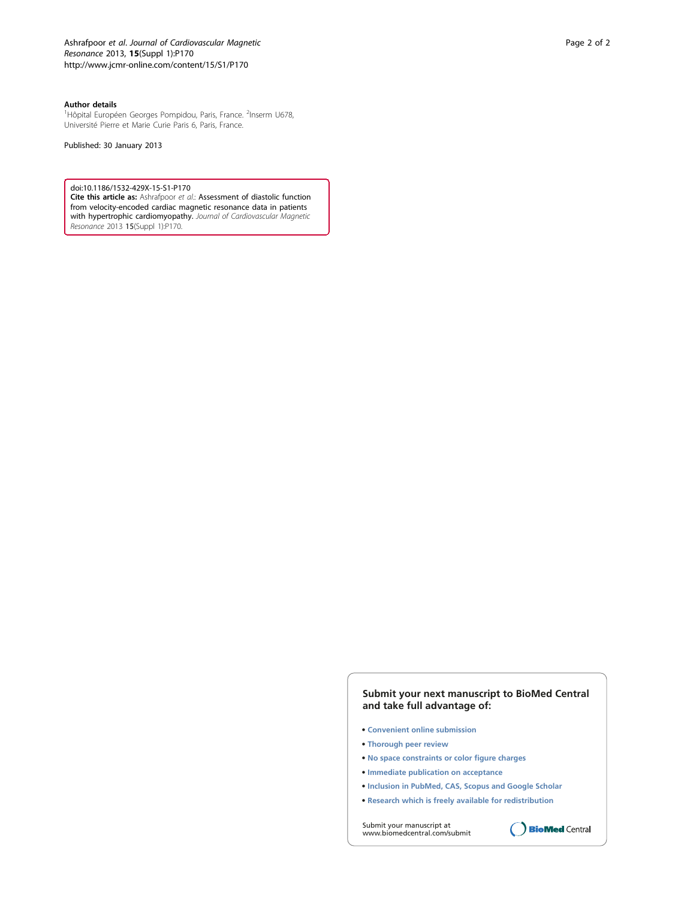**Author details**

[1]Hôpital Européen Georges Pompidou, Paris, France. [2]Inserm U678, Université Pierre et Marie Curie Paris 6, Paris, France.

Published: 30 January 2013

doi:10.1186/1532-429X-15-S1-P170

**Cite this article as:** Ashrafpoor *et al.*: Assessment of diastolic function from velocity-encoded cardiac magnetic resonance data in patients with hypertrophic cardiomyopathy. *Journal of Cardiovascular Magnetic Resonance* 2013 **15**(Suppl 1):P170.

**Submit your next manuscript to BioMed Central and take full advantage of:**

- **Convenient online submission**
- **Thorough peer review**
- **No space constraints or color figure charges**
- **Immediate publication on acceptance**
- **Inclusion in PubMed, CAS, Scopus and Google Scholar**
- **Research which is freely available for redistribution**

Submit your manuscript at www.biomedcentral.com/submit

BioMed Central